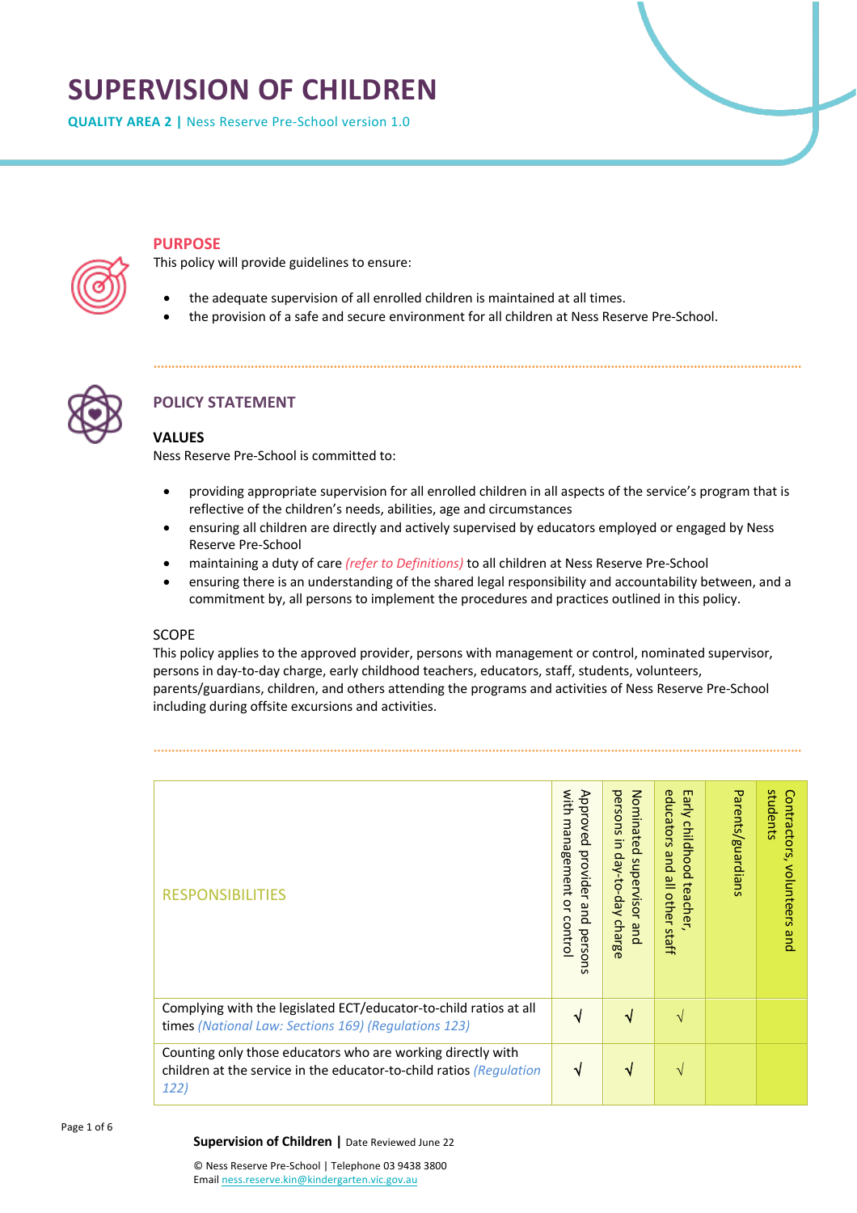# SUPERVISION OF CHILDREN

**QUALITY AREA 2 |** Ness Reserve Pre-School version 1.0

## PURPOSE

This policy will provide guidelines to ensure:

- the adequate supervision of all enrolled children is maintained at all times.
- the provision of a safe and secure environment for all children at Ness Reserve Pre-School.

## POLICY STATEMENT

### VALUES

Ness Reserve Pre-School is committed to:

- providing appropriate supervision for all enrolled children in all aspects of the service's program that is reflective of the children's needs, abilities, age and circumstances
- ensuring all children are directly and actively supervised by educators employed or engaged by Ness Reserve Pre-School
- maintaining a duty of care *(refer to Definitions)* to all children at Ness Reserve Pre-School
- ensuring there is an understanding of the shared legal responsibility and accountability between, and a commitment by, all persons to implement the procedures and practices outlined in this policy.

### SCOPE

This policy applies to the approved provider, persons with management or control, nominated supervisor, persons in day-to-day charge, early childhood teachers, educators, staff, students, volunteers, parents/guardians, children, and others attending the programs and activities of Ness Reserve Pre-School including during offsite excursions and activities.

| RESPONSIBILITIES | Approved provider and persons with management or control | Nominated supervisor and persons in day-to-day charge | Early childhood teacher, educators and all other staff | Parents/guardians | Contractors, volunteers and students |
|---|---|---|---|---|---|
| Complying with the legislated ECT/educator-to-child ratios at all times *(National Law: Sections 169) (Regulations 123)* | √ | √ | √ | | |
| Counting only those educators who are working directly with children at the service in the educator-to-child ratios *(Regulation 122)* | √ | √ | √ | | |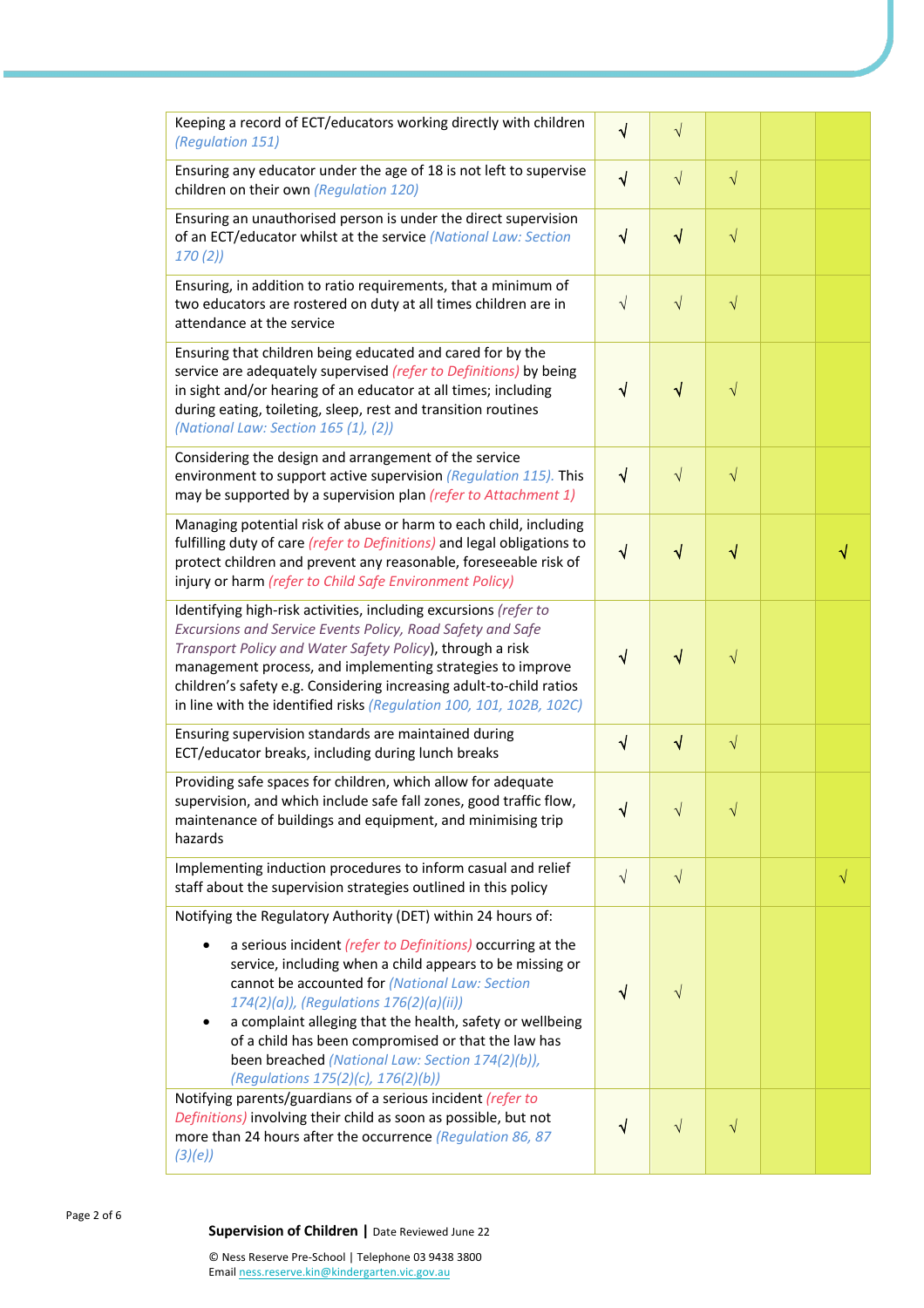| | | | | | |
|---|---|---|---|---|---|
| Keeping a record of ECT/educators working directly with children *(Regulation 151)* | √ | √ | | | |
| Ensuring any educator under the age of 18 is not left to supervise children on their own *(Regulation 120)* | √ | √ | √ | | |
| Ensuring an unauthorised person is under the direct supervision of an ECT/educator whilst at the service *(National Law: Section 170 (2))* | √ | √ | √ | | |
| Ensuring, in addition to ratio requirements, that a minimum of two educators are rostered on duty at all times children are in attendance at the service | √ | √ | √ | | |
| Ensuring that children being educated and cared for by the service are adequately supervised *(refer to Definitions)* by being in sight and/or hearing of an educator at all times; including during eating, toileting, sleep, rest and transition routines *(National Law: Section 165 (1), (2))* | √ | √ | √ | | |
| Considering the design and arrangement of the service environment to support active supervision *(Regulation 115).* This may be supported by a supervision plan *(refer to Attachment 1)* | √ | √ | √ | | |
| Managing potential risk of abuse or harm to each child, including fulfilling duty of care *(refer to Definitions)* and legal obligations to protect children and prevent any reasonable, foreseeable risk of injury or harm *(refer to Child Safe Environment Policy)* | √ | √ | √ | | √ |
| Identifying high-risk activities, including excursions *(refer to Excursions and Service Events Policy, Road Safety and Safe Transport Policy and Water Safety Policy)*, through a risk management process, and implementing strategies to improve children's safety e.g. Considering increasing adult-to-child ratios in line with the identified risks *(Regulation 100, 101, 102B, 102C)* | √ | √ | √ | | |
| Ensuring supervision standards are maintained during ECT/educator breaks, including during lunch breaks | √ | √ | √ | | |
| Providing safe spaces for children, which allow for adequate supervision, and which include safe fall zones, good traffic flow, maintenance of buildings and equipment, and minimising trip hazards | √ | √ | √ | | |
| Implementing induction procedures to inform casual and relief staff about the supervision strategies outlined in this policy | √ | √ | | | √ |
| Notifying the Regulatory Authority (DET) within 24 hours of: <br>• a serious incident *(refer to Definitions)* occurring at the service, including when a child appears to be missing or cannot be accounted for *(National Law: Section 174(2)(a)), (Regulations 176(2)(a)(ii))* <br>• a complaint alleging that the health, safety or wellbeing of a child has been compromised or that the law has been breached *(National Law: Section 174(2)(b)), (Regulations 175(2)(c), 176(2)(b))* | √ | √ | | | |
| Notifying parents/guardians of a serious incident *(refer to Definitions)* involving their child as soon as possible, but not more than 24 hours after the occurrence *(Regulation 86, 87 (3)(e))* | √ | √ | √ | | |

**Supervision of Children** | Date Reviewed June 22

© Ness Reserve Pre-School | Telephone 03 9438 3800
Email ness.reserve.kin@kindergarten.vic.gov.au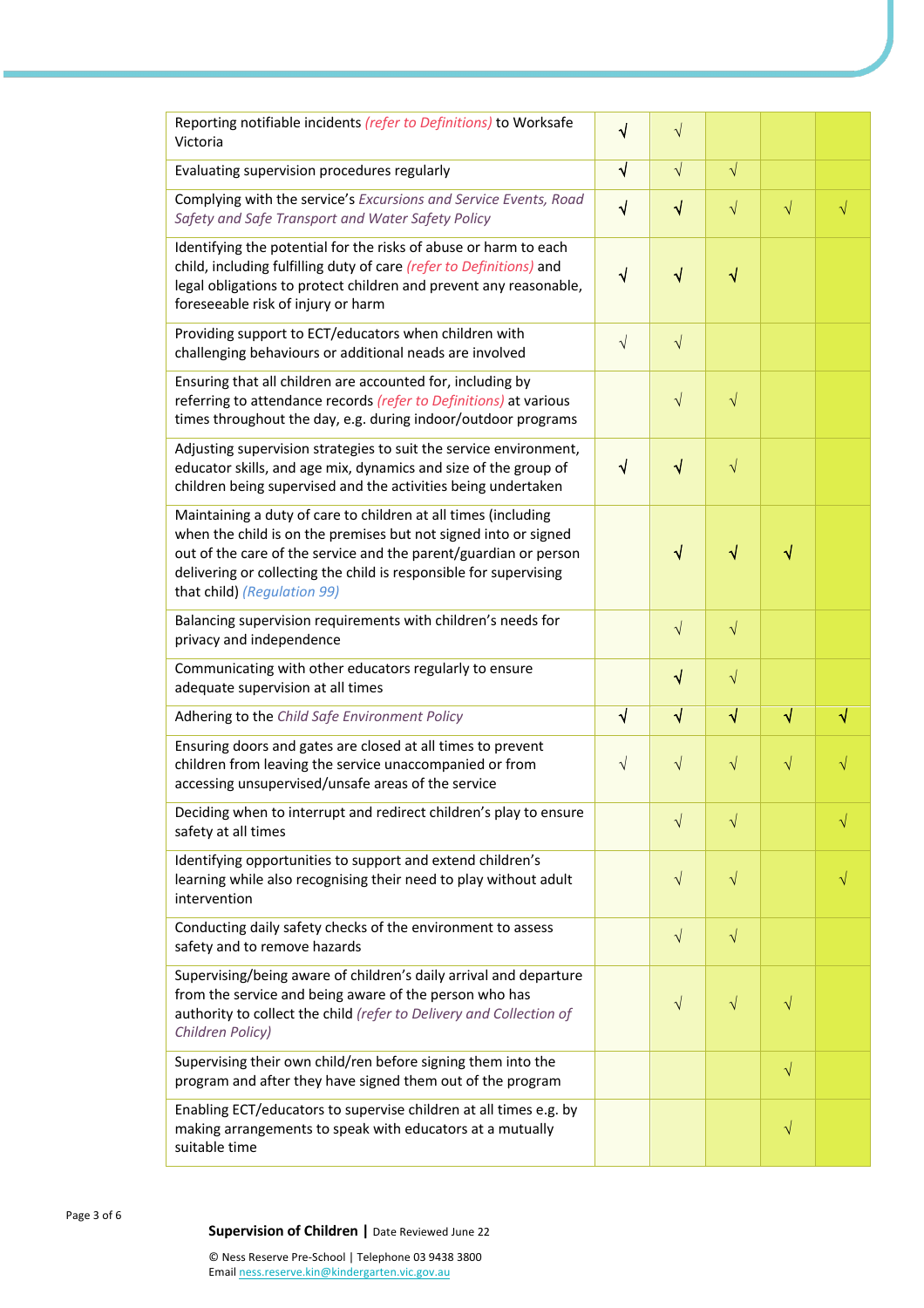| | | | | | |
|---|---|---|---|---|---|
| Reporting notifiable incidents *(refer to Definitions)* to Worksafe Victoria | √ | √ | | | |
| Evaluating supervision procedures regularly | √ | √ | √ | | |
| Complying with the service's *Excursions and Service Events, Road Safety and Safe Transport and Water Safety Policy* | √ | √ | √ | √ | √ |
| Identifying the potential for the risks of abuse or harm to each child, including fulfilling duty of care *(refer to Definitions)* and legal obligations to protect children and prevent any reasonable, foreseeable risk of injury or harm | √ | √ | √ | | |
| Providing support to ECT/educators when children with challenging behaviours or additional needs are involved | √ | √ | | | |
| Ensuring that all children are accounted for, including by referring to attendance records *(refer to Definitions)* at various times throughout the day, e.g. during indoor/outdoor programs | | √ | √ | | |
| Adjusting supervision strategies to suit the service environment, educator skills, and age mix, dynamics and size of the group of children being supervised and the activities being undertaken | √ | √ | √ | | |
| Maintaining a duty of care to children at all times (including when the child is on the premises but not signed into or signed out of the care of the service and the parent/guardian or person delivering or collecting the child is responsible for supervising that child) *(Regulation 99)* | | √ | √ | √ | |
| Balancing supervision requirements with children's needs for privacy and independence | | √ | √ | | |
| Communicating with other educators regularly to ensure adequate supervision at all times | | √ | √ | | |
| Adhering to the *Child Safe Environment Policy* | √ | √ | √ | √ | √ |
| Ensuring doors and gates are closed at all times to prevent children from leaving the service unaccompanied or from accessing unsupervised/unsafe areas of the service | √ | √ | √ | √ | √ |
| Deciding when to interrupt and redirect children's play to ensure safety at all times | | √ | √ | | √ |
| Identifying opportunities to support and extend children's learning while also recognising their need to play without adult intervention | | √ | √ | | √ |
| Conducting daily safety checks of the environment to assess safety and to remove hazards | | √ | √ | | |
| Supervising/being aware of children's daily arrival and departure from the service and being aware of the person who has authority to collect the child *(refer to Delivery and Collection of Children Policy)* | | √ | √ | √ | |
| Supervising their own child/ren before signing them into the program and after they have signed them out of the program | | | | √ | |
| Enabling ECT/educators to supervise children at all times e.g. by making arrangements to speak with educators at a mutually suitable time | | | | √ | |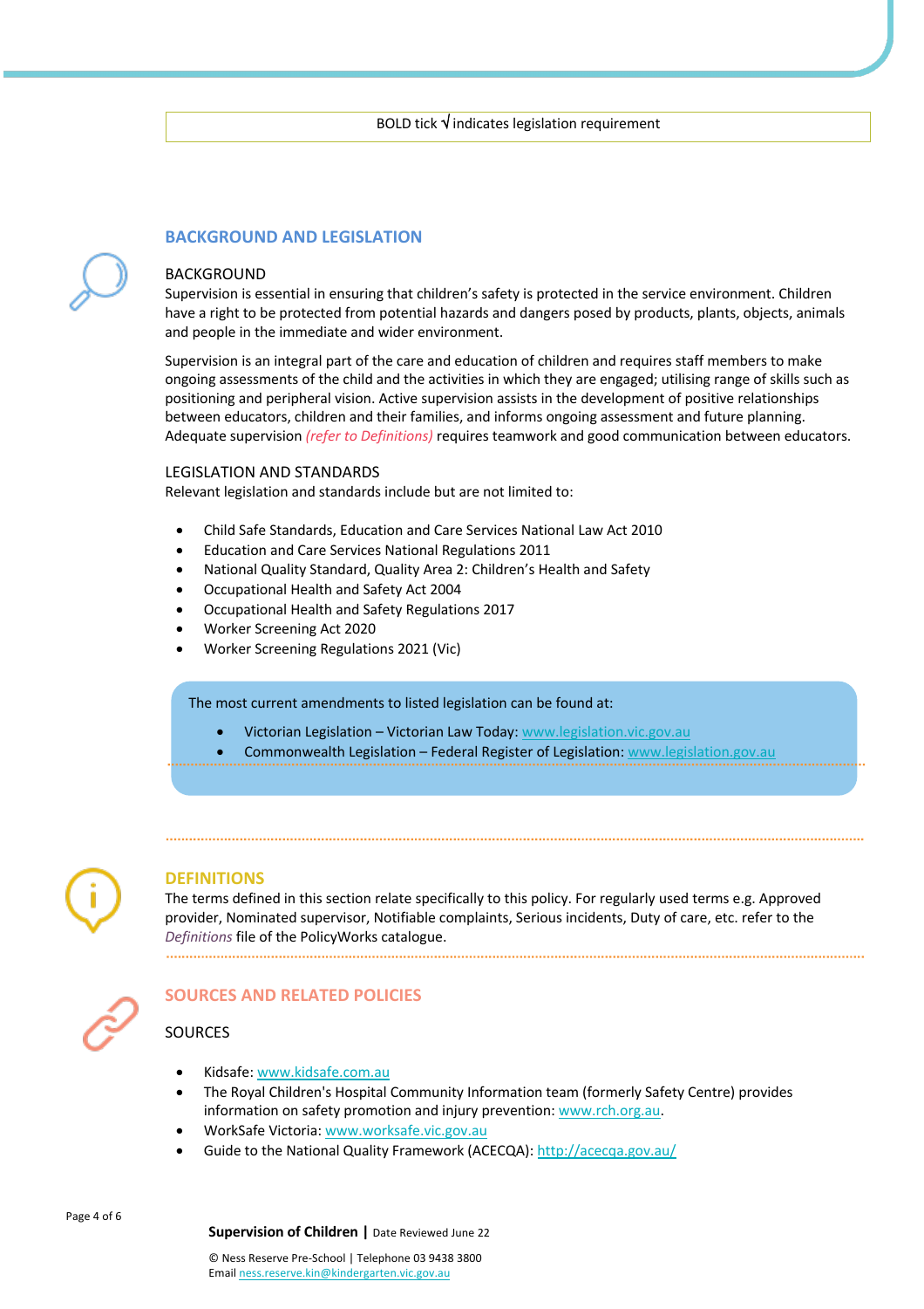BOLD tick √ indicates legislation requirement

## BACKGROUND AND LEGISLATION

### BACKGROUND

Supervision is essential in ensuring that children's safety is protected in the service environment. Children have a right to be protected from potential hazards and dangers posed by products, plants, objects, animals and people in the immediate and wider environment.

Supervision is an integral part of the care and education of children and requires staff members to make ongoing assessments of the child and the activities in which they are engaged; utilising range of skills such as positioning and peripheral vision. Active supervision assists in the development of positive relationships between educators, children and their families, and informs ongoing assessment and future planning. Adequate supervision *(refer to Definitions)* requires teamwork and good communication between educators.

### LEGISLATION AND STANDARDS

Relevant legislation and standards include but are not limited to:

- Child Safe Standards, Education and Care Services National Law Act 2010
- Education and Care Services National Regulations 2011
- National Quality Standard, Quality Area 2: Children's Health and Safety
- Occupational Health and Safety Act 2004
- Occupational Health and Safety Regulations 2017
- Worker Screening Act 2020
- Worker Screening Regulations 2021 (Vic)

The most current amendments to listed legislation can be found at:

- Victorian Legislation – Victorian Law Today: www.legislation.vic.gov.au
- Commonwealth Legislation – Federal Register of Legislation: www.legislation.gov.au

## DEFINITIONS

The terms defined in this section relate specifically to this policy. For regularly used terms e.g. Approved provider, Nominated supervisor, Notifiable complaints, Serious incidents, Duty of care, etc. refer to the *Definitions* file of the PolicyWorks catalogue.

## SOURCES AND RELATED POLICIES

### SOURCES

- Kidsafe: www.kidsafe.com.au
- The Royal Children's Hospital Community Information team (formerly Safety Centre) provides information on safety promotion and injury prevention: www.rch.org.au.
- WorkSafe Victoria: www.worksafe.vic.gov.au
- Guide to the National Quality Framework (ACECQA): http://acecqa.gov.au/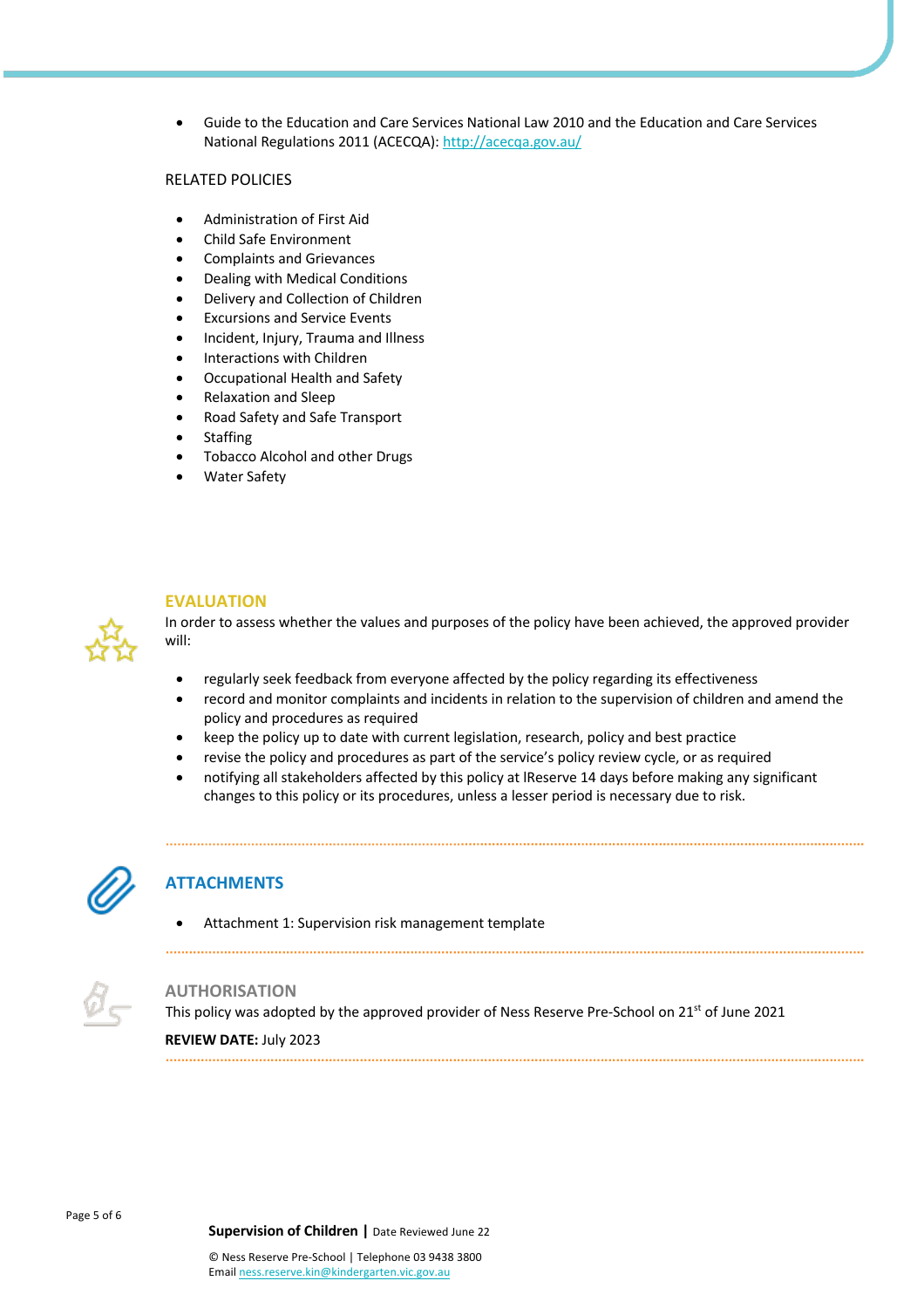- Guide to the Education and Care Services National Law 2010 and the Education and Care Services National Regulations 2011 (ACECQA): http://acecqa.gov.au/

RELATED POLICIES

- Administration of First Aid
- Child Safe Environment
- Complaints and Grievances
- Dealing with Medical Conditions
- Delivery and Collection of Children
- Excursions and Service Events
- Incident, Injury, Trauma and Illness
- Interactions with Children
- Occupational Health and Safety
- Relaxation and Sleep
- Road Safety and Safe Transport
- Staffing
- Tobacco Alcohol and other Drugs
- Water Safety

## EVALUATION

In order to assess whether the values and purposes of the policy have been achieved, the approved provider will:

- regularly seek feedback from everyone affected by the policy regarding its effectiveness
- record and monitor complaints and incidents in relation to the supervision of children and amend the policy and procedures as required
- keep the policy up to date with current legislation, research, policy and best practice
- revise the policy and procedures as part of the service's policy review cycle, or as required
- notifying all stakeholders affected by this policy at lReserve 14 days before making any significant changes to this policy or its procedures, unless a lesser period is necessary due to risk.

## ATTACHMENTS

- Attachment 1: Supervision risk management template

## AUTHORISATION

This policy was adopted by the approved provider of Ness Reserve Pre-School on 21st of June 2021

**REVIEW DATE:** July 2023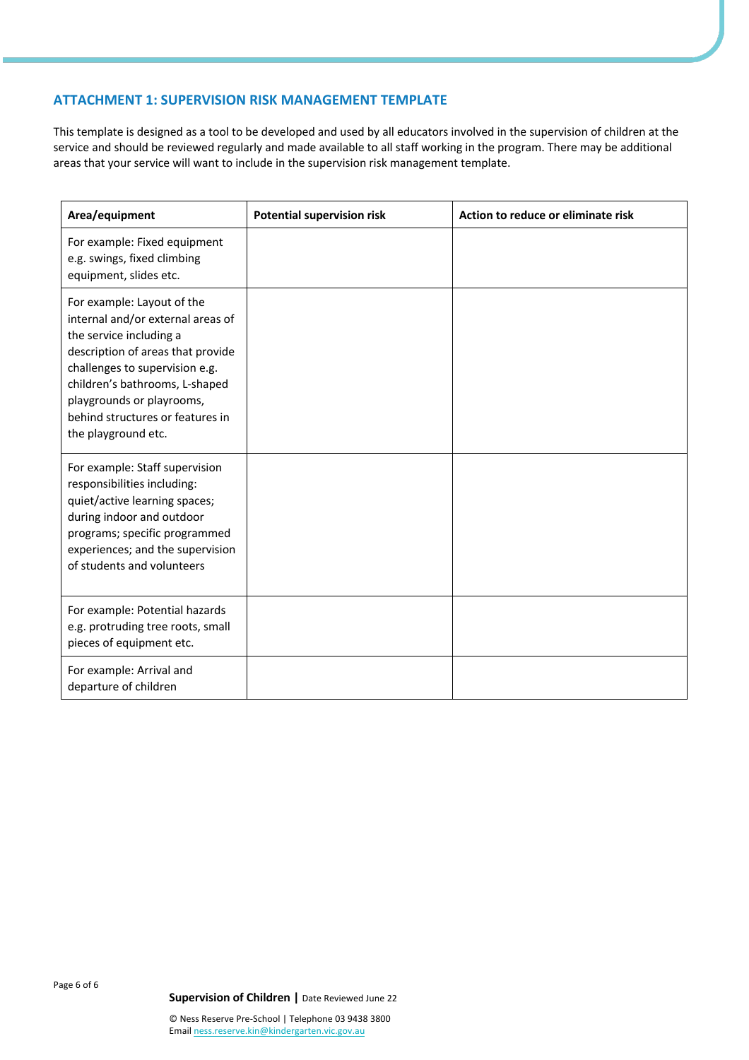## ATTACHMENT 1: SUPERVISION RISK MANAGEMENT TEMPLATE

This template is designed as a tool to be developed and used by all educators involved in the supervision of children at the service and should be reviewed regularly and made available to all staff working in the program. There may be additional areas that your service will want to include in the supervision risk management template.

| Area/equipment | Potential supervision risk | Action to reduce or eliminate risk |
|---|---|---|
| For example: Fixed equipment e.g. swings, fixed climbing equipment, slides etc. | | |
| For example: Layout of the internal and/or external areas of the service including a description of areas that provide challenges to supervision e.g. children's bathrooms, L-shaped playgrounds or playrooms, behind structures or features in the playground etc. | | |
| For example: Staff supervision responsibilities including: quiet/active learning spaces; during indoor and outdoor programs; specific programmed experiences; and the supervision of students and volunteers | | |
| For example: Potential hazards e.g. protruding tree roots, small pieces of equipment etc. | | |
| For example: Arrival and departure of children | | |